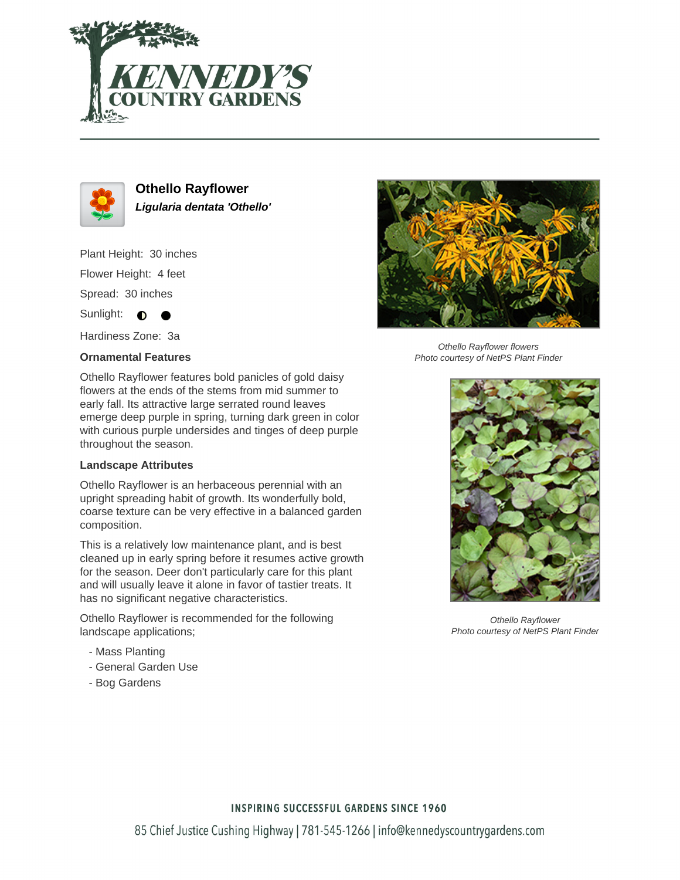# Othello Rayflower

***Ligularia dentata 'Othello'***

Plant Height: 30 inches

Flower Height: 4 feet

Spread: 30 inches

Sunlight: ◐ ●

Hardiness Zone: 3a

**Ornamental Features**

Othello Rayflower features bold panicles of gold daisy flowers at the ends of the stems from mid summer to early fall. Its attractive large serrated round leaves emerge deep purple in spring, turning dark green in color with curious purple undersides and tinges of deep purple throughout the season.

**Landscape Attributes**

Othello Rayflower is an herbaceous perennial with an upright spreading habit of growth. Its wonderfully bold, coarse texture can be very effective in a balanced garden composition.

This is a relatively low maintenance plant, and is best cleaned up in early spring before it resumes active growth for the season. Deer don't particularly care for this plant and will usually leave it alone in favor of tastier treats. It has no significant negative characteristics.

Othello Rayflower is recommended for the following landscape applications;

- Mass Planting
- General Garden Use
- Bog Gardens

*Othello Rayflower flowers*
*Photo courtesy of NetPS Plant Finder*

*Othello Rayflower*
*Photo courtesy of NetPS Plant Finder*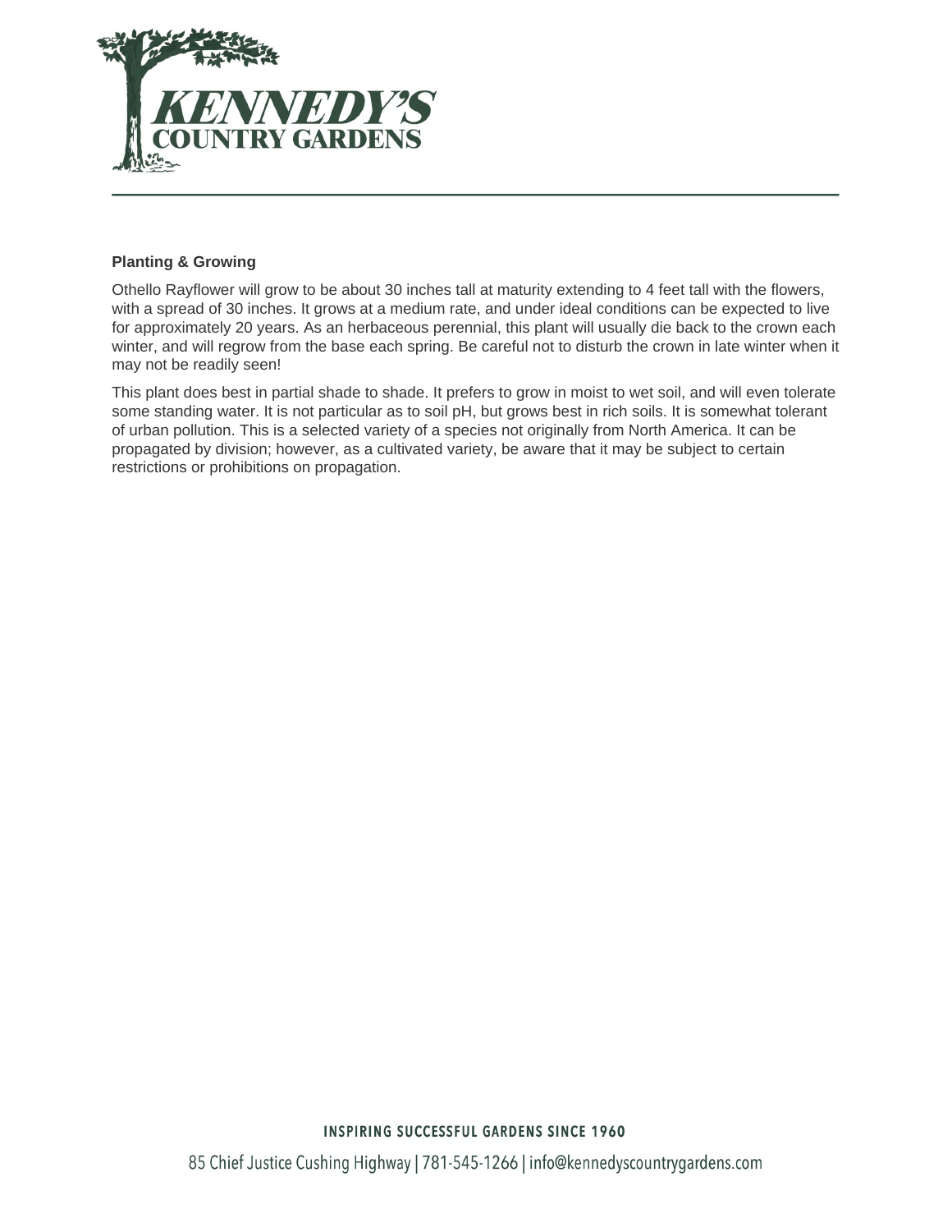**Planting & Growing**

Othello Rayflower will grow to be about 30 inches tall at maturity extending to 4 feet tall with the flowers, with a spread of 30 inches. It grows at a medium rate, and under ideal conditions can be expected to live for approximately 20 years. As an herbaceous perennial, this plant will usually die back to the crown each winter, and will regrow from the base each spring. Be careful not to disturb the crown in late winter when it may not be readily seen!

This plant does best in partial shade to shade. It prefers to grow in moist to wet soil, and will even tolerate some standing water. It is not particular as to soil pH, but grows best in rich soils. It is somewhat tolerant of urban pollution. This is a selected variety of a species not originally from North America. It can be propagated by division; however, as a cultivated variety, be aware that it may be subject to certain restrictions or prohibitions on propagation.